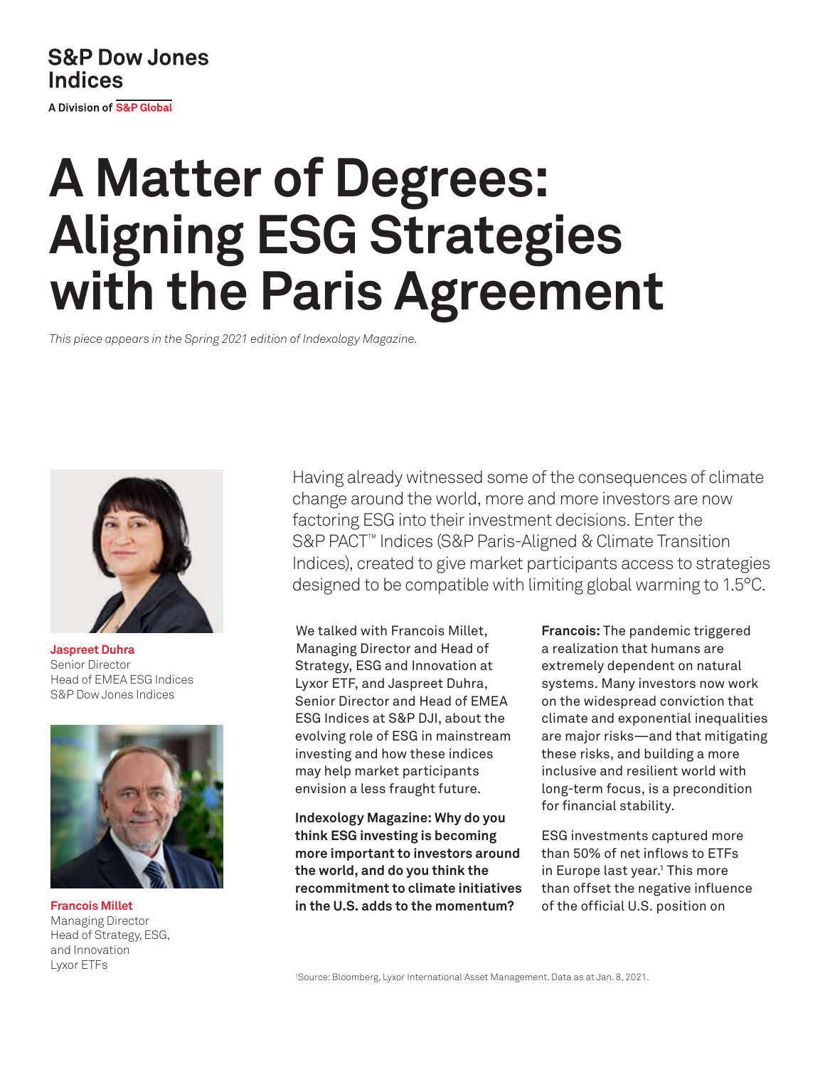S&P Dow Jones Indices

A Division of S&P Global

# A Matter of Degrees: Aligning ESG Strategies with the Paris Agreement

*This piece appears in the Spring 2021 edition of Indexology Magazine.*

**Jaspreet Duhra**
Senior Director
Head of EMEA ESG Indices
S&P Dow Jones Indices

**Francois Millet**
Managing Director
Head of Strategy, ESG, and Innovation
Lyxor ETFs

Having already witnessed some of the consequences of climate change around the world, more and more investors are now factoring ESG into their investment decisions. Enter the S&P PACT™ Indices (S&P Paris-Aligned & Climate Transition Indices), created to give market participants access to strategies designed to be compatible with limiting global warming to 1.5°C.

We talked with Francois Millet, Managing Director and Head of Strategy, ESG and Innovation at Lyxor ETF, and Jaspreet Duhra, Senior Director and Head of EMEA ESG Indices at S&P DJI, about the evolving role of ESG in mainstream investing and how these indices may help market participants envision a less fraught future.

**Indexology Magazine: Why do you think ESG investing is becoming more important to investors around the world, and do you think the recommitment to climate initiatives in the U.S. adds to the momentum?**

**Francois:** The pandemic triggered a realization that humans are extremely dependent on natural systems. Many investors now work on the widespread conviction that climate and exponential inequalities are major risks—and that mitigating these risks, and building a more inclusive and resilient world with long-term focus, is a precondition for financial stability.

ESG investments captured more than 50% of net inflows to ETFs in Europe last year.[1] This more than offset the negative influence of the official U.S. position on

[1] Source: Bloomberg, Lyxor International Asset Management. Data as at Jan. 8, 2021.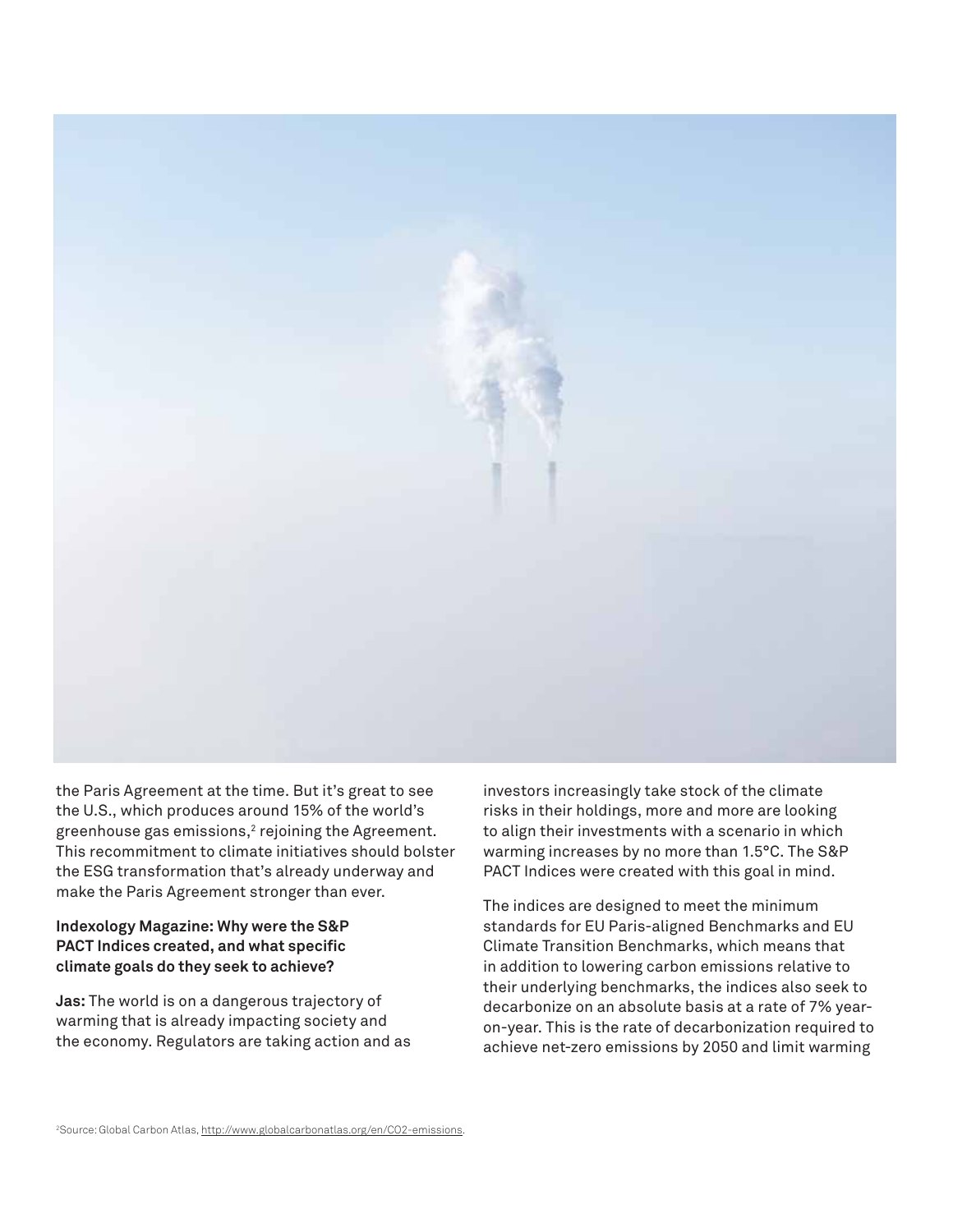the Paris Agreement at the time. But it's great to see the U.S., which produces around 15% of the world's greenhouse gas emissions,[2] rejoining the Agreement. This recommitment to climate initiatives should bolster the ESG transformation that's already underway and make the Paris Agreement stronger than ever.

**Indexology Magazine: Why were the S&P PACT Indices created, and what specific climate goals do they seek to achieve?**

**Jas:** The world is on a dangerous trajectory of warming that is already impacting society and the economy. Regulators are taking action and as investors increasingly take stock of the climate risks in their holdings, more and more are looking to align their investments with a scenario in which warming increases by no more than 1.5°C. The S&P PACT Indices were created with this goal in mind.

The indices are designed to meet the minimum standards for EU Paris-aligned Benchmarks and EU Climate Transition Benchmarks, which means that in addition to lowering carbon emissions relative to their underlying benchmarks, the indices also seek to decarbonize on an absolute basis at a rate of 7% year-on-year. This is the rate of decarbonization required to achieve net-zero emissions by 2050 and limit warming

[2] Source: Global Carbon Atlas, http://www.globalcarbonatlas.org/en/CO2-emissions.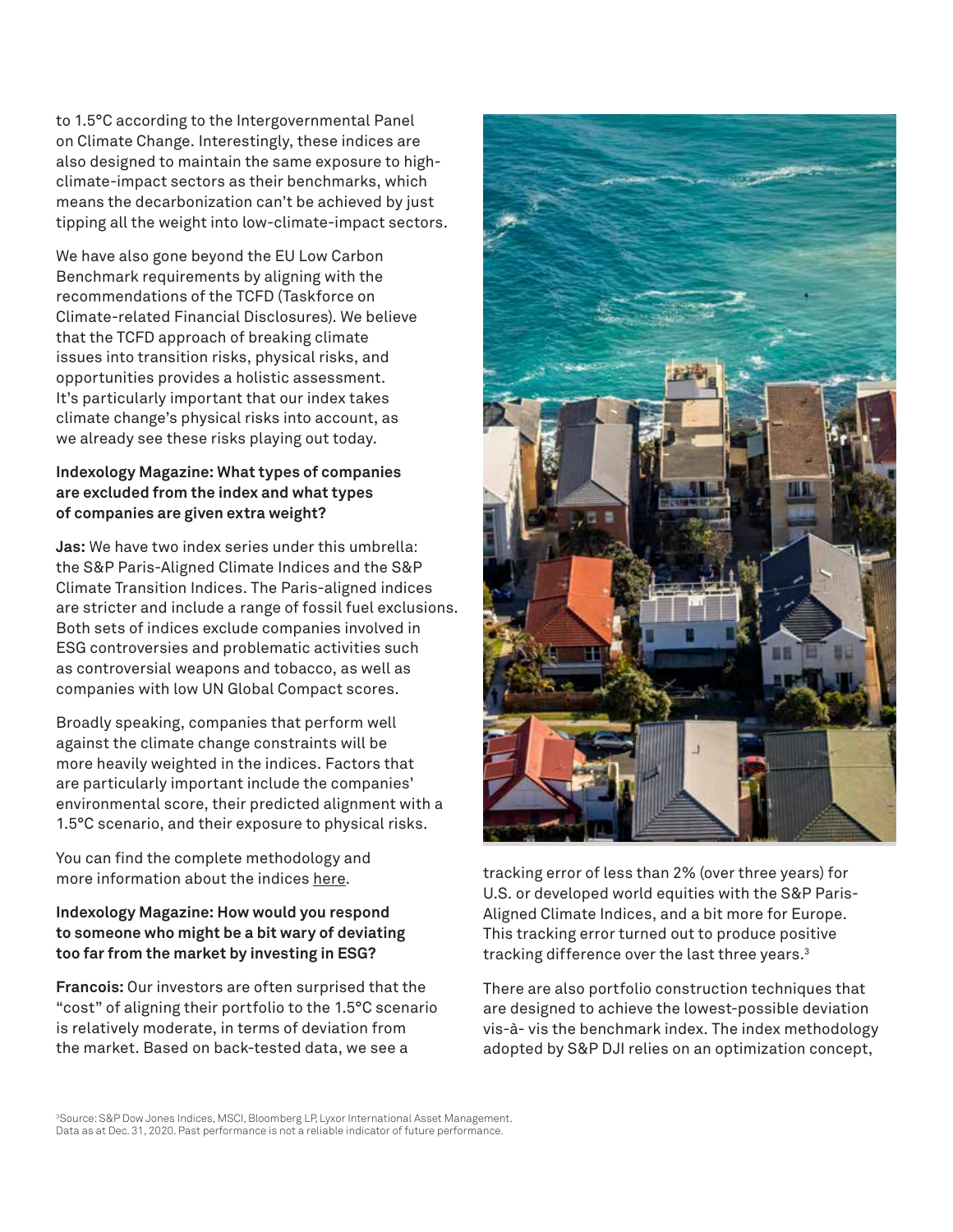to 1.5°C according to the Intergovernmental Panel on Climate Change. Interestingly, these indices are also designed to maintain the same exposure to high-climate-impact sectors as their benchmarks, which means the decarbonization can't be achieved by just tipping all the weight into low-climate-impact sectors.

We have also gone beyond the EU Low Carbon Benchmark requirements by aligning with the recommendations of the TCFD (Taskforce on Climate-related Financial Disclosures). We believe that the TCFD approach of breaking climate issues into transition risks, physical risks, and opportunities provides a holistic assessment. It's particularly important that our index takes climate change's physical risks into account, as we already see these risks playing out today.

**Indexology Magazine: What types of companies are excluded from the index and what types of companies are given extra weight?**

**Jas:** We have two index series under this umbrella: the S&P Paris-Aligned Climate Indices and the S&P Climate Transition Indices. The Paris-aligned indices are stricter and include a range of fossil fuel exclusions. Both sets of indices exclude companies involved in ESG controversies and problematic activities such as controversial weapons and tobacco, as well as companies with low UN Global Compact scores.

Broadly speaking, companies that perform well against the climate change constraints will be more heavily weighted in the indices. Factors that are particularly important include the companies' environmental score, their predicted alignment with a 1.5°C scenario, and their exposure to physical risks.

You can find the complete methodology and more information about the indices here.

**Indexology Magazine: How would you respond to someone who might be a bit wary of deviating too far from the market by investing in ESG?**

**Francois:** Our investors are often surprised that the "cost" of aligning their portfolio to the 1.5°C scenario is relatively moderate, in terms of deviation from the market. Based on back-tested data, we see a tracking error of less than 2% (over three years) for U.S. or developed world equities with the S&P Paris-Aligned Climate Indices, and a bit more for Europe. This tracking error turned out to produce positive tracking difference over the last three years.[3]

There are also portfolio construction techniques that are designed to achieve the lowest-possible deviation vis-à- vis the benchmark index. The index methodology adopted by S&P DJI relies on an optimization concept,

[3]Source: S&P Dow Jones Indices, MSCI, Bloomberg LP, Lyxor International Asset Management. Data as at Dec. 31, 2020. Past performance is not a reliable indicator of future performance.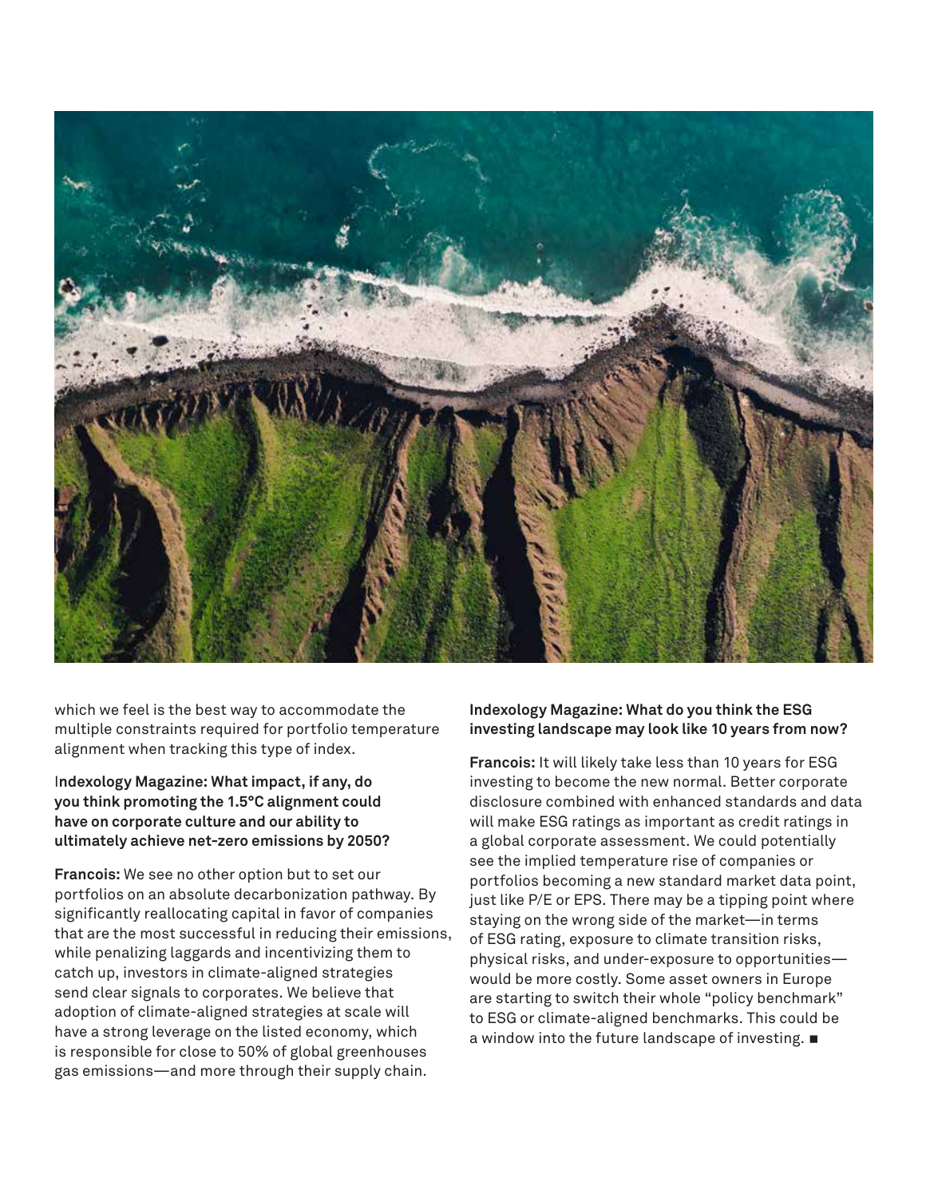which we feel is the best way to accommodate the multiple constraints required for portfolio temperature alignment when tracking this type of index.

**Indexology Magazine: What impact, if any, do you think promoting the 1.5°C alignment could have on corporate culture and our ability to ultimately achieve net-zero emissions by 2050?**

**Francois:** We see no other option but to set our portfolios on an absolute decarbonization pathway. By significantly reallocating capital in favor of companies that are the most successful in reducing their emissions, while penalizing laggards and incentivizing them to catch up, investors in climate-aligned strategies send clear signals to corporates. We believe that adoption of climate-aligned strategies at scale will have a strong leverage on the listed economy, which is responsible for close to 50% of global greenhouses gas emissions—and more through their supply chain.

**Indexology Magazine: What do you think the ESG investing landscape may look like 10 years from now?**

**Francois:** It will likely take less than 10 years for ESG investing to become the new normal. Better corporate disclosure combined with enhanced standards and data will make ESG ratings as important as credit ratings in a global corporate assessment. We could potentially see the implied temperature rise of companies or portfolios becoming a new standard market data point, just like P/E or EPS. There may be a tipping point where staying on the wrong side of the market—in terms of ESG rating, exposure to climate transition risks, physical risks, and under-exposure to opportunities—would be more costly. Some asset owners in Europe are starting to switch their whole "policy benchmark" to ESG or climate-aligned benchmarks. This could be a window into the future landscape of investing. ■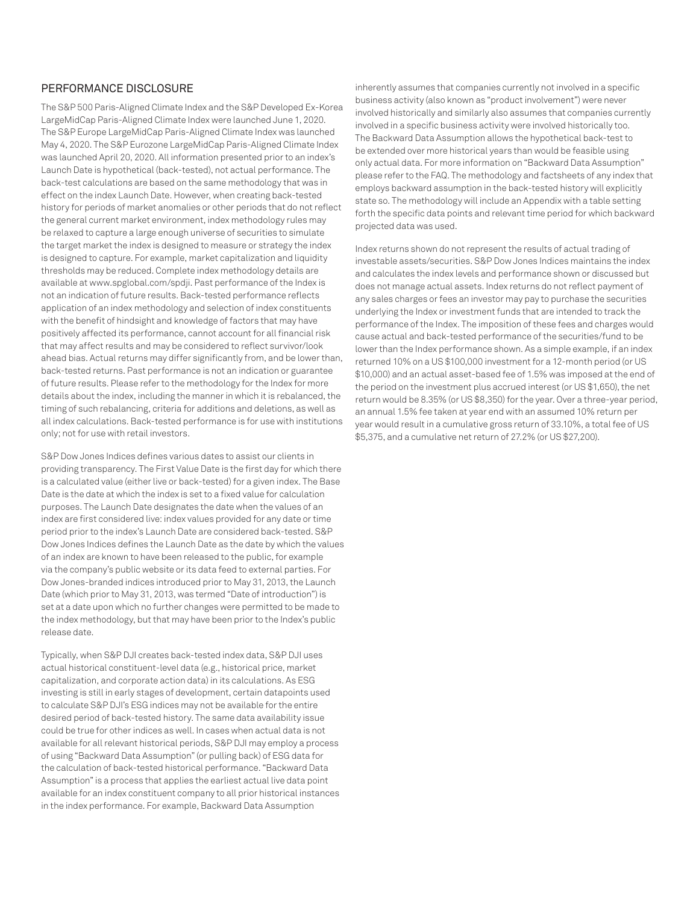## PERFORMANCE DISCLOSURE

The S&P 500 Paris-Aligned Climate Index and the S&P Developed Ex-Korea LargeMidCap Paris-Aligned Climate Index were launched June 1, 2020. The S&P Europe LargeMidCap Paris-Aligned Climate Index was launched May 4, 2020. The S&P Eurozone LargeMidCap Paris-Aligned Climate Index was launched April 20, 2020. All information presented prior to an index's Launch Date is hypothetical (back-tested), not actual performance. The back-test calculations are based on the same methodology that was in effect on the index Launch Date. However, when creating back-tested history for periods of market anomalies or other periods that do not reflect the general current market environment, index methodology rules may be relaxed to capture a large enough universe of securities to simulate the target market the index is designed to measure or strategy the index is designed to capture. For example, market capitalization and liquidity thresholds may be reduced. Complete index methodology details are available at www.spglobal.com/spdji. Past performance of the Index is not an indication of future results. Back-tested performance reflects application of an index methodology and selection of index constituents with the benefit of hindsight and knowledge of factors that may have positively affected its performance, cannot account for all financial risk that may affect results and may be considered to reflect survivor/look ahead bias. Actual returns may differ significantly from, and be lower than, back-tested returns. Past performance is not an indication or guarantee of future results. Please refer to the methodology for the Index for more details about the index, including the manner in which it is rebalanced, the timing of such rebalancing, criteria for additions and deletions, as well as all index calculations. Back-tested performance is for use with institutions only; not for use with retail investors.

S&P Dow Jones Indices defines various dates to assist our clients in providing transparency. The First Value Date is the first day for which there is a calculated value (either live or back-tested) for a given index. The Base Date is the date at which the index is set to a fixed value for calculation purposes. The Launch Date designates the date when the values of an index are first considered live: index values provided for any date or time period prior to the index's Launch Date are considered back-tested. S&P Dow Jones Indices defines the Launch Date as the date by which the values of an index are known to have been released to the public, for example via the company's public website or its data feed to external parties. For Dow Jones-branded indices introduced prior to May 31, 2013, the Launch Date (which prior to May 31, 2013, was termed "Date of introduction") is set at a date upon which no further changes were permitted to be made to the index methodology, but that may have been prior to the Index's public release date.

Typically, when S&P DJI creates back-tested index data, S&P DJI uses actual historical constituent-level data (e.g., historical price, market capitalization, and corporate action data) in its calculations. As ESG investing is still in early stages of development, certain datapoints used to calculate S&P DJI's ESG indices may not be available for the entire desired period of back-tested history. The same data availability issue could be true for other indices as well. In cases when actual data is not available for all relevant historical periods, S&P DJI may employ a process of using "Backward Data Assumption" (or pulling back) of ESG data for the calculation of back-tested historical performance. "Backward Data Assumption" is a process that applies the earliest actual live data point available for an index constituent company to all prior historical instances in the index performance. For example, Backward Data Assumption inherently assumes that companies currently not involved in a specific business activity (also known as "product involvement") were never involved historically and similarly also assumes that companies currently involved in a specific business activity were involved historically too. The Backward Data Assumption allows the hypothetical back-test to be extended over more historical years than would be feasible using only actual data. For more information on "Backward Data Assumption" please refer to the FAQ. The methodology and factsheets of any index that employs backward assumption in the back-tested history will explicitly state so. The methodology will include an Appendix with a table setting forth the specific data points and relevant time period for which backward projected data was used.

Index returns shown do not represent the results of actual trading of investable assets/securities. S&P Dow Jones Indices maintains the index and calculates the index levels and performance shown or discussed but does not manage actual assets. Index returns do not reflect payment of any sales charges or fees an investor may pay to purchase the securities underlying the Index or investment funds that are intended to track the performance of the Index. The imposition of these fees and charges would cause actual and back-tested performance of the securities/fund to be lower than the Index performance shown. As a simple example, if an index returned 10% on a US $100,000 investment for a 12-month period (or US $10,000) and an actual asset-based fee of 1.5% was imposed at the end of the period on the investment plus accrued interest (or US $1,650), the net return would be 8.35% (or US $8,350) for the year. Over a three-year period, an annual 1.5% fee taken at year end with an assumed 10% return per year would result in a cumulative gross return of 33.10%, a total fee of US $5,375, and a cumulative net return of 27.2% (or US $27,200).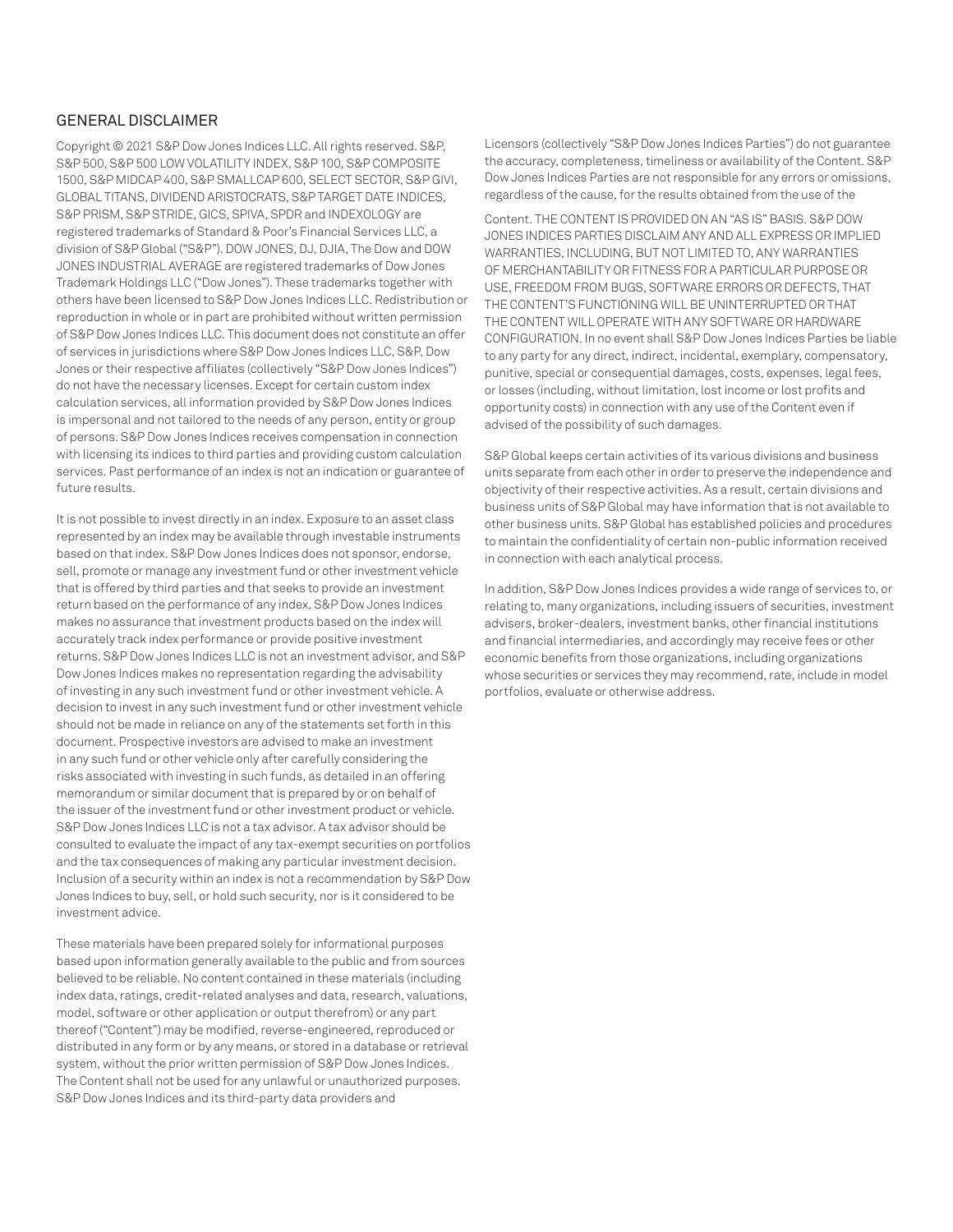## GENERAL DISCLAIMER

Copyright © 2021 S&P Dow Jones Indices LLC. All rights reserved. S&P, S&P 500, S&P 500 LOW VOLATILITY INDEX, S&P 100, S&P COMPOSITE 1500, S&P MIDCAP 400, S&P SMALLCAP 600, SELECT SECTOR, S&P GIVI, GLOBAL TITANS, DIVIDEND ARISTOCRATS, S&P TARGET DATE INDICES, S&P PRISM, S&P STRIDE, GICS, SPIVA, SPDR and INDEXOLOGY are registered trademarks of Standard & Poor's Financial Services LLC, a division of S&P Global ("S&P"). DOW JONES, DJ, DJIA, The Dow and DOW JONES INDUSTRIAL AVERAGE are registered trademarks of Dow Jones Trademark Holdings LLC ("Dow Jones"). These trademarks together with others have been licensed to S&P Dow Jones Indices LLC. Redistribution or reproduction in whole or in part are prohibited without written permission of S&P Dow Jones Indices LLC. This document does not constitute an offer of services in jurisdictions where S&P Dow Jones Indices LLC, S&P, Dow Jones or their respective affiliates (collectively "S&P Dow Jones Indices") do not have the necessary licenses. Except for certain custom index calculation services, all information provided by S&P Dow Jones Indices is impersonal and not tailored to the needs of any person, entity or group of persons. S&P Dow Jones Indices receives compensation in connection with licensing its indices to third parties and providing custom calculation services. Past performance of an index is not an indication or guarantee of future results.

It is not possible to invest directly in an index. Exposure to an asset class represented by an index may be available through investable instruments based on that index. S&P Dow Jones Indices does not sponsor, endorse, sell, promote or manage any investment fund or other investment vehicle that is offered by third parties and that seeks to provide an investment return based on the performance of any index. S&P Dow Jones Indices makes no assurance that investment products based on the index will accurately track index performance or provide positive investment returns. S&P Dow Jones Indices LLC is not an investment advisor, and S&P Dow Jones Indices makes no representation regarding the advisability of investing in any such investment fund or other investment vehicle. A decision to invest in any such investment fund or other investment vehicle should not be made in reliance on any of the statements set forth in this document. Prospective investors are advised to make an investment in any such fund or other vehicle only after carefully considering the risks associated with investing in such funds, as detailed in an offering memorandum or similar document that is prepared by or on behalf of the issuer of the investment fund or other investment product or vehicle. S&P Dow Jones Indices LLC is not a tax advisor. A tax advisor should be consulted to evaluate the impact of any tax-exempt securities on portfolios and the tax consequences of making any particular investment decision. Inclusion of a security within an index is not a recommendation by S&P Dow Jones Indices to buy, sell, or hold such security, nor is it considered to be investment advice.

These materials have been prepared solely for informational purposes based upon information generally available to the public and from sources believed to be reliable. No content contained in these materials (including index data, ratings, credit-related analyses and data, research, valuations, model, software or other application or output therefrom) or any part thereof ("Content") may be modified, reverse-engineered, reproduced or distributed in any form or by any means, or stored in a database or retrieval system, without the prior written permission of S&P Dow Jones Indices. The Content shall not be used for any unlawful or unauthorized purposes. S&P Dow Jones Indices and its third-party data providers and Licensors (collectively "S&P Dow Jones Indices Parties") do not guarantee the accuracy, completeness, timeliness or availability of the Content. S&P Dow Jones Indices Parties are not responsible for any errors or omissions, regardless of the cause, for the results obtained from the use of the Content. THE CONTENT IS PROVIDED ON AN "AS IS" BASIS. S&P DOW JONES INDICES PARTIES DISCLAIM ANY AND ALL EXPRESS OR IMPLIED WARRANTIES, INCLUDING, BUT NOT LIMITED TO, ANY WARRANTIES OF MERCHANTABILITY OR FITNESS FOR A PARTICULAR PURPOSE OR USE, FREEDOM FROM BUGS, SOFTWARE ERRORS OR DEFECTS, THAT THE CONTENT'S FUNCTIONING WILL BE UNINTERRUPTED OR THAT THE CONTENT WILL OPERATE WITH ANY SOFTWARE OR HARDWARE CONFIGURATION. In no event shall S&P Dow Jones Indices Parties be liable to any party for any direct, indirect, incidental, exemplary, compensatory, punitive, special or consequential damages, costs, expenses, legal fees, or losses (including, without limitation, lost income or lost profits and opportunity costs) in connection with any use of the Content even if advised of the possibility of such damages.

S&P Global keeps certain activities of its various divisions and business units separate from each other in order to preserve the independence and objectivity of their respective activities. As a result, certain divisions and business units of S&P Global may have information that is not available to other business units. S&P Global has established policies and procedures to maintain the confidentiality of certain non-public information received in connection with each analytical process.

In addition, S&P Dow Jones Indices provides a wide range of services to, or relating to, many organizations, including issuers of securities, investment advisers, broker-dealers, investment banks, other financial institutions and financial intermediaries, and accordingly may receive fees or other economic benefits from those organizations, including organizations whose securities or services they may recommend, rate, include in model portfolios, evaluate or otherwise address.